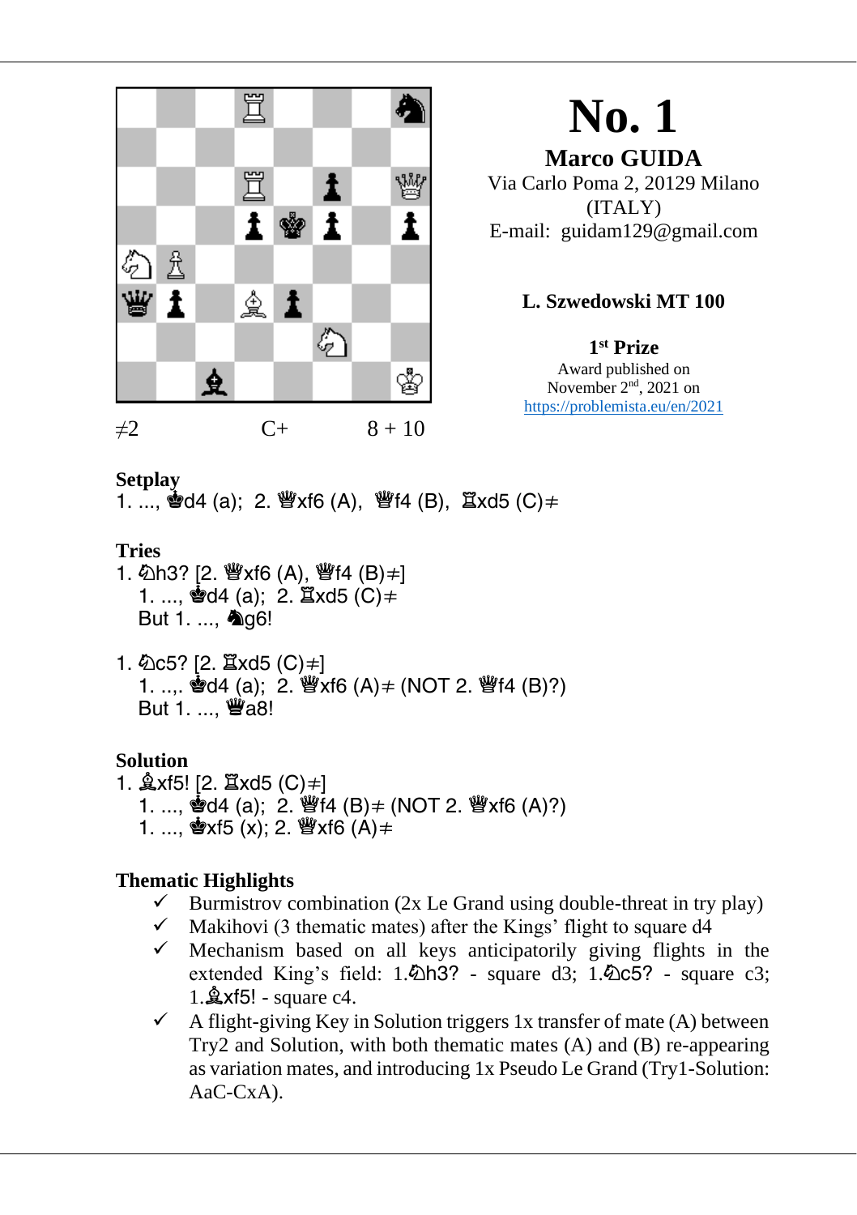# No. 1

**Marco GUIDA**
Via Carlo Poma 2, 20129 Milano (ITALY)
E-mail: guidam129@gmail.com

**L. Szwedowski MT 100**

**1st Prize**
Award published on November 2nd, 2021 on https://problemista.eu/en/2021

≠2 C+ 8 + 10

**Setplay**

1. ..., ♚d4 (a); 2. ♕xf6 (A), ♕f4 (B), ♖xd5 (C)≠

**Tries**

1. ♘h3? [2. ♕xf6 (A), ♕f4 (B)≠]
   1. ..., ♚d4 (a); 2. ♖xd5 (C)≠
   But 1. ..., ♞g6!

1. ♘c5? [2. ♖xd5 (C)≠]
   1. ...,. ♚d4 (a); 2. ♕xf6 (A)≠ (NOT 2. ♕f4 (B)?)
   But 1. ..., ♛a8!

**Solution**

1. ♗xf5! [2. ♖xd5 (C)≠]
   1. ..., ♚d4 (a); 2. ♕f4 (B)≠ (NOT 2. ♕xf6 (A)?)
   1. ..., ♚xf5 (x); 2. ♕xf6 (A)≠

**Thematic Highlights**

- ✓ Burmistrov combination (2x Le Grand using double-threat in try play)
- ✓ Makihovi (3 thematic mates) after the Kings' flight to square d4
- ✓ Mechanism based on all keys anticipatorily giving flights in the extended King's field: 1.♘h3? - square d3; 1.♘c5? - square c3; 1.♗xf5! - square c4.
- ✓ A flight-giving Key in Solution triggers 1x transfer of mate (A) between Try2 and Solution, with both thematic mates (A) and (B) re-appearing as variation mates, and introducing 1x Pseudo Le Grand (Try1-Solution: AaC-CxA).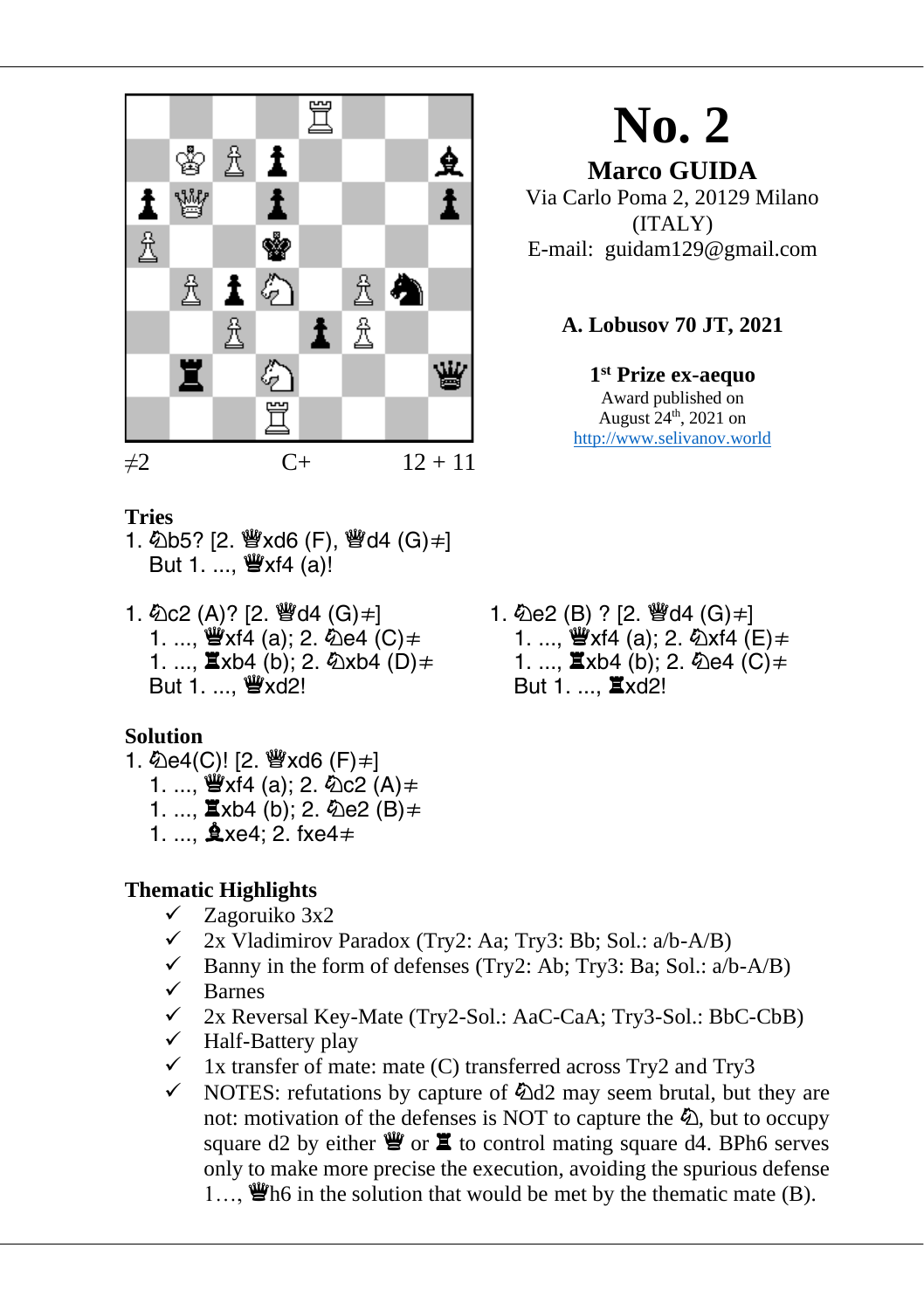≠2 C+ 12 + 11

# No. 2

**Marco GUIDA**
Via Carlo Poma 2, 20129 Milano (ITALY)
E-mail: guidam129@gmail.com

**A. Lobusov 70 JT, 2021**

**1[st] Prize ex-aequo**
Award published on August 24[th], 2021 on http://www.selivanov.world

**Tries**

1. ♘b5? [2. ♕xd6 (F), ♕d4 (G)≠]
   But 1. ..., ♕xf4 (a)!

1. ♘c2 (A)? [2. ♕d4 (G)≠]
   1. ..., ♕xf4 (a); 2. ♘e4 (C)≠
   1. ..., ♖xb4 (b); 2. ♘xb4 (D)≠
   But 1. ..., ♕xd2!

1. ♘e2 (B) ? [2. ♕d4 (G)≠]
   1. ..., ♕xf4 (a); 2. ♘xf4 (E)≠
   1. ..., ♖xb4 (b); 2. ♘e4 (C)≠
   But 1. ..., ♖xd2!

**Solution**

1. ♘e4(C)! [2. ♕xd6 (F)≠]
   1. ..., ♕xf4 (a); 2. ♘c2 (A)≠
   1. ..., ♖xb4 (b); 2. ♘e2 (B)≠
   1. ..., ♗xe4; 2. fxe4≠

**Thematic Highlights**

- ✓ Zagoruiko 3x2
- ✓ 2x Vladimirov Paradox (Try2: Aa; Try3: Bb; Sol.: a/b-A/B)
- ✓ Banny in the form of defenses (Try2: Ab; Try3: Ba; Sol.: a/b-A/B)
- ✓ Barnes
- ✓ 2x Reversal Key-Mate (Try2-Sol.: AaC-CaA; Try3-Sol.: BbC-CbB)
- ✓ Half-Battery play
- ✓ 1x transfer of mate: mate (C) transferred across Try2 and Try3
- ✓ NOTES: refutations by capture of ♘d2 may seem brutal, but they are not: motivation of the defenses is NOT to capture the ♘, but to occupy square d2 by either ♕ or ♖ to control mating square d4. BPh6 serves only to make more precise the execution, avoiding the spurious defense 1…, ♕h6 in the solution that would be met by the thematic mate (B).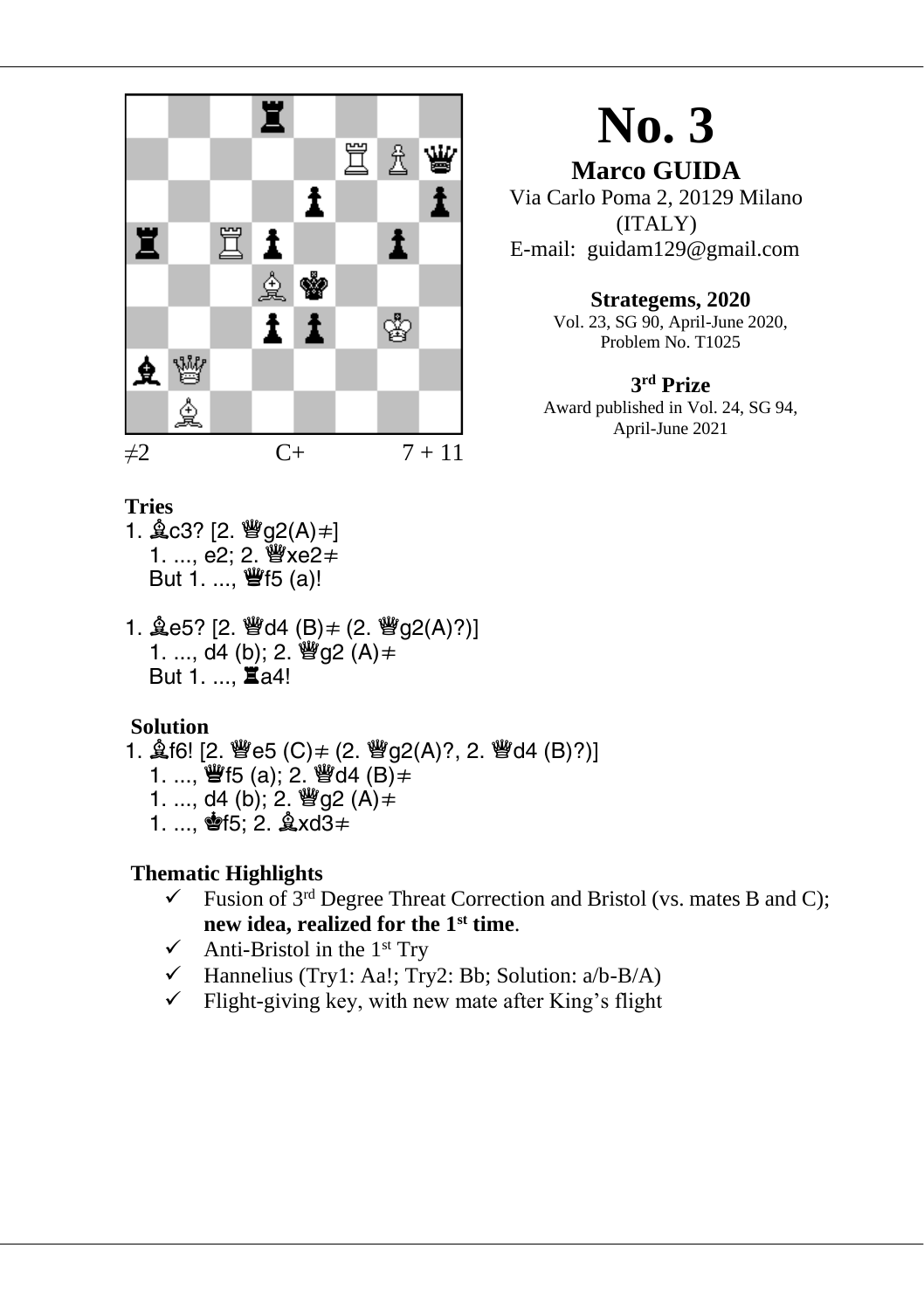# No. 3

## Marco GUIDA

Via Carlo Poma 2, 20129 Milano (ITALY)
E-mail: guidam129@gmail.com

**Strategems, 2020**
Vol. 23, SG 90, April-June 2020,
Problem No. T1025

**3rd Prize**
Award published in Vol. 24, SG 94,
April-June 2021

≠2 C+ 7 + 11

### Tries

1. ♗c3? [2. ♕g2(A)≠]
   1. ..., e2; 2. ♕xe2≠
   But 1. ..., ♛f5 (a)!

1. ♗e5? [2. ♕d4 (B)≠ (2. ♕g2(A)?)]
   1. ..., d4 (b); 2. ♕g2 (A)≠
   But 1. ..., ♜a4!

### Solution

1. ♗f6! [2. ♕e5 (C)≠ (2. ♕g2(A)?, 2. ♕d4 (B)?)]
   1. ..., ♛f5 (a); 2. ♕d4 (B)≠
   1. ..., d4 (b); 2. ♕g2 (A)≠
   1. ..., ♚f5; 2. ♗xd3≠

### Thematic Highlights

- ✓ Fusion of 3rd Degree Threat Correction and Bristol (vs. mates B and C); **new idea, realized for the 1st time**.
- ✓ Anti-Bristol in the 1st Try
- ✓ Hannelius (Try1: Aa!; Try2: Bb; Solution: a/b-B/A)
- ✓ Flight-giving key, with new mate after King's flight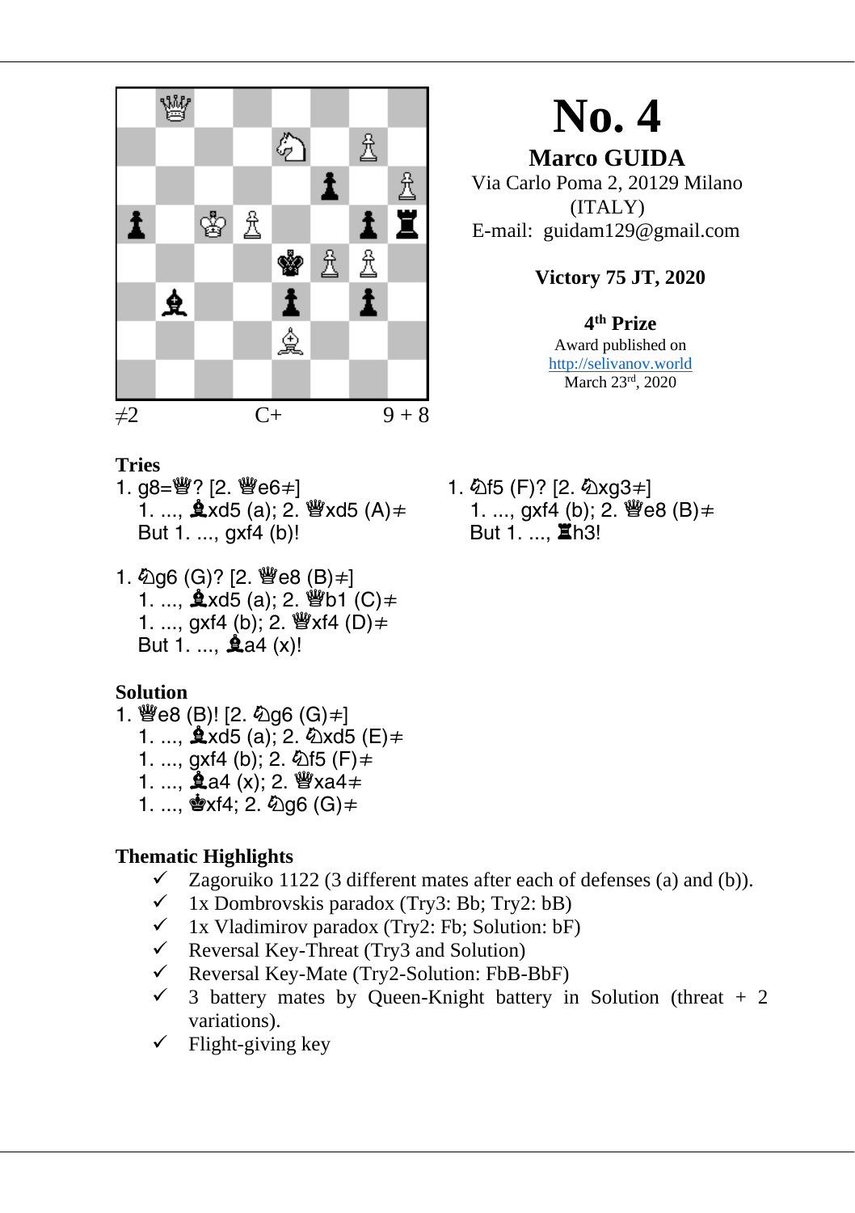# No. 4

**Marco GUIDA**
Via Carlo Poma 2, 20129 Milano
(ITALY)
E-mail: guidam129@gmail.com

**Victory 75 JT, 2020**

**4th Prize**
Award published on
http://selivanov.world
March 23rd, 2020

≠2 C+ 9 + 8

### Tries

1. g8=♕? [2. ♕e6≠]
   1. ..., ♝xd5 (a); 2. ♕xd5 (A)≠
   But 1. ..., gxf4 (b)!

1. ♘f5 (F)? [2. ♘xg3≠]
   1. ..., gxf4 (b); 2. ♕e8 (B)≠
   But 1. ..., ♜h3!

1. ♘g6 (G)? [2. ♕e8 (B)≠]
   1. ..., ♝xd5 (a); 2. ♕b1 (C)≠
   1. ..., gxf4 (b); 2. ♕xf4 (D)≠
   But 1. ..., ♝a4 (x)!

### Solution

1. ♕e8 (B)! [2. ♘g6 (G)≠]
   1. ..., ♝xd5 (a); 2. ♘xd5 (E)≠
   1. ..., gxf4 (b); 2. ♘f5 (F)≠
   1. ..., ♝a4 (x); 2. ♕xa4≠
   1. ..., ♚xf4; 2. ♘g6 (G)≠

### Thematic Highlights

- ✓ Zagoruiko 1122 (3 different mates after each of defenses (a) and (b)).
- ✓ 1x Dombrovskis paradox (Try3: Bb; Try2: bB)
- ✓ 1x Vladimirov paradox (Try2: Fb; Solution: bF)
- ✓ Reversal Key-Threat (Try3 and Solution)
- ✓ Reversal Key-Mate (Try2-Solution: FbB-BbF)
- ✓ 3 battery mates by Queen-Knight battery in Solution (threat + 2 variations).
- ✓ Flight-giving key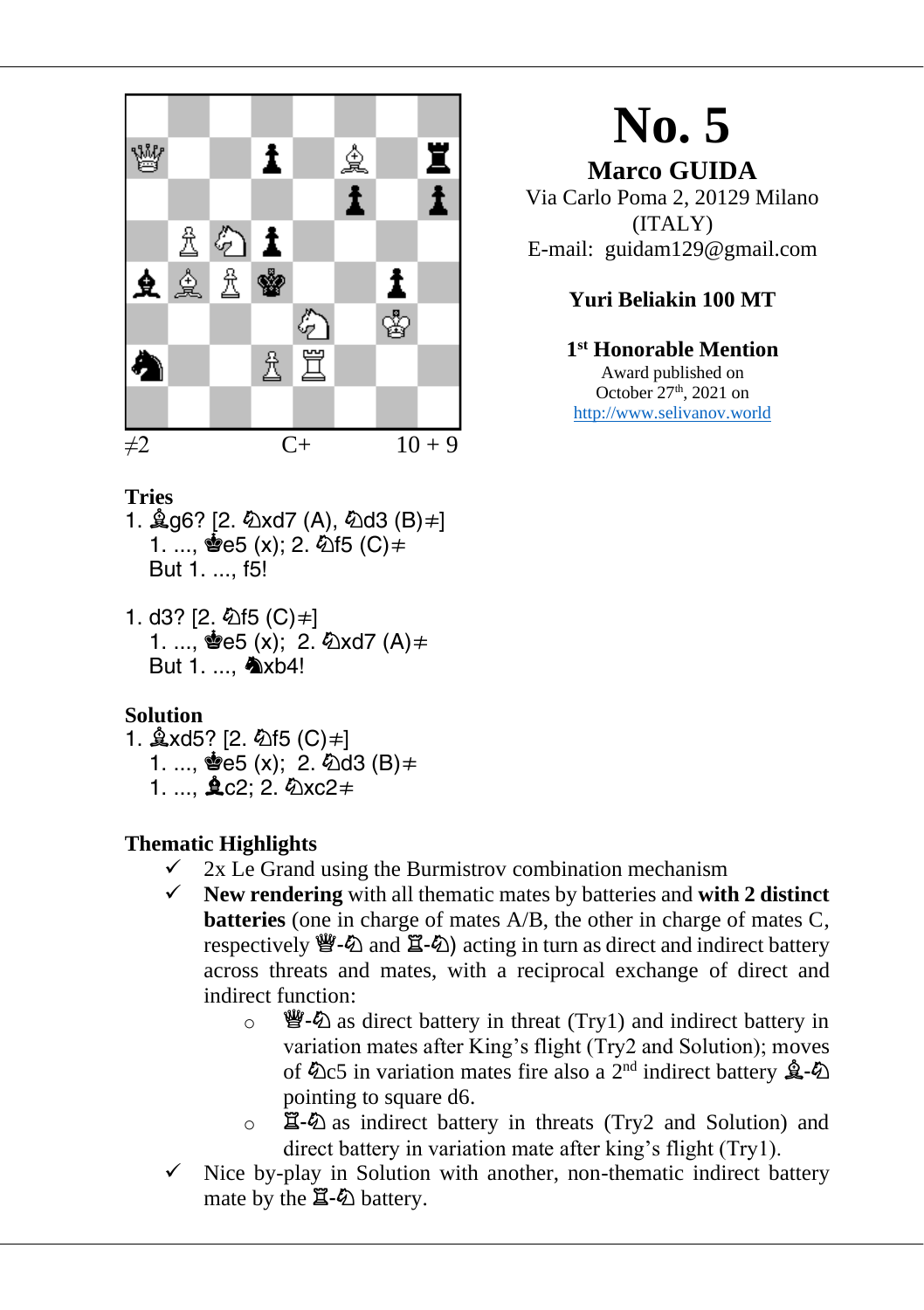# No. 5

**Marco GUIDA**
Via Carlo Poma 2, 20129 Milano (ITALY)
E-mail: guidam129@gmail.com

**Yuri Beliakin 100 MT**

**1st Honorable Mention**
Award published on October 27th, 2021 on http://www.selivanov.world

≠2 C+ 10 + 9

**Tries**

1. ♗g6? [2. ♘xd7 (A), ♘d3 (B)≠]
   1. ..., ♚e5 (x); 2. ♘f5 (C)≠
   But 1. ..., f5!

1. d3? [2. ♘f5 (C)≠]
   1. ..., ♚e5 (x); 2. ♘xd7 (A)≠
   But 1. ..., ♞xb4!

**Solution**

1. ♗xd5? [2. ♘f5 (C)≠]
   1. ..., ♚e5 (x); 2. ♘d3 (B)≠
   1. ..., ♝c2; 2. ♘xc2≠

**Thematic Highlights**

- ✓ 2x Le Grand using the Burmistrov combination mechanism
- ✓ **New rendering** with all thematic mates by batteries and **with 2 distinct batteries** (one in charge of mates A/B, the other in charge of mates C, respectively ♕-♘ and ♖-♘) acting in turn as direct and indirect battery across threats and mates, with a reciprocal exchange of direct and indirect function:
  - ♕-♘ as direct battery in threat (Try1) and indirect battery in variation mates after King's flight (Try2 and Solution); moves of ♘c5 in variation mates fire also a 2nd indirect battery ♗-♘ pointing to square d6.
  - ♖-♘ as indirect battery in threats (Try2 and Solution) and direct battery in variation mate after king's flight (Try1).
- ✓ Nice by-play in Solution with another, non-thematic indirect battery mate by the ♖-♘ battery.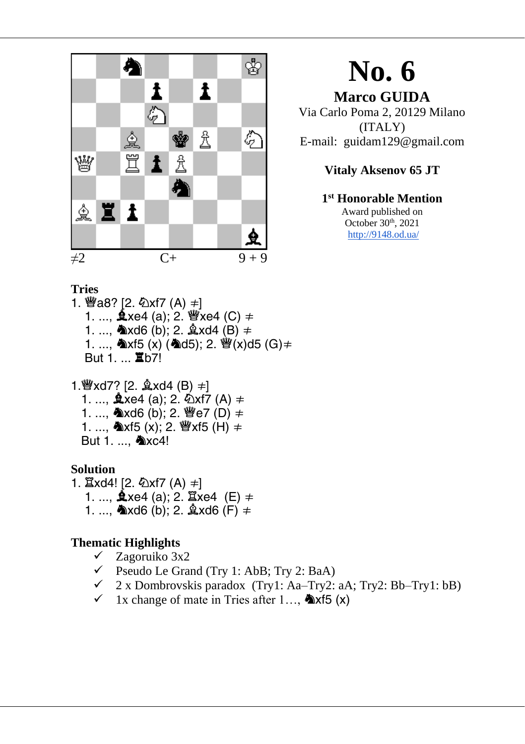≠2 C+ 9 + 9

# No. 6

## Marco GUIDA

Via Carlo Poma 2, 20129 Milano (ITALY)

E-mail: guidam129@gmail.com

**Vitaly Aksenov 65 JT**

**1st Honorable Mention**

Award published on October 30th, 2021

http://9148.od.ua/

### Tries

1. ♕a8? [2. ♘xf7 (A) ≠]
   1. ..., ♝xe4 (a); 2. ♕xe4 (C) ≠
   1. ..., ♞xd6 (b); 2. ♗xd4 (B) ≠
   1. ..., ♞xf5 (x) (♞d5); 2. ♕(x)d5 (G)≠
   But 1. ... ♜b7!

1.♕xd7? [2. ♗xd4 (B) ≠]
   1. ..., ♝xe4 (a); 2. ♘xf7 (A) ≠
   1. ..., ♞xd6 (b); 2. ♕e7 (D) ≠
   1. ..., ♞xf5 (x); 2. ♕xf5 (H) ≠
   But 1. ..., ♞xc4!

### Solution

1. ♖xd4! [2. ♘xf7 (A) ≠]
   1. ..., ♝xe4 (a); 2. ♖xe4 (E) ≠
   1. ..., ♞xd6 (b); 2. ♗xd6 (F) ≠

### Thematic Highlights

- ✓ Zagoruiko 3x2
- ✓ Pseudo Le Grand (Try 1: AbB; Try 2: BaA)
- ✓ 2 x Dombrovskis paradox (Try1: Aa–Try2: aA; Try2: Bb–Try1: bB)
- ✓ 1x change of mate in Tries after 1…, ♞xf5 (x)